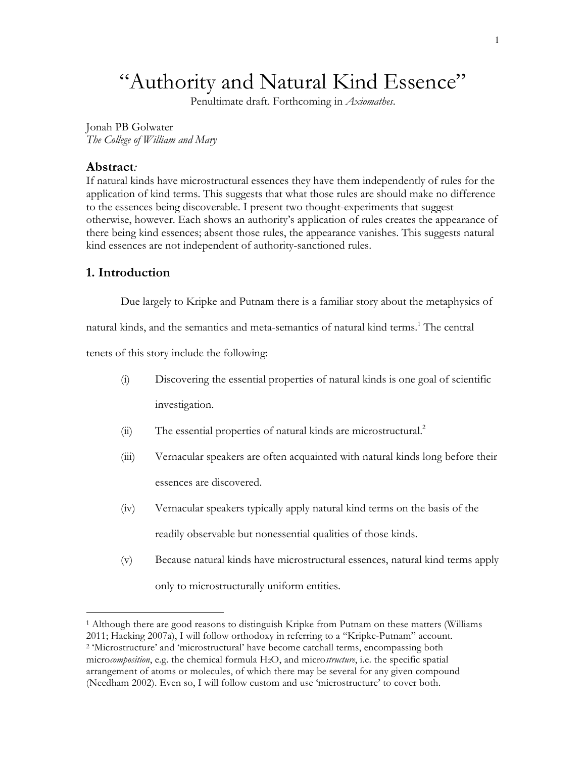# "Authority and Natural Kind Essence"

Penultimate draft. Forthcoming in *Axiomathes*.

Jonah PB Golwater
*The College of William and Mary*

## Abstract*:*

If natural kinds have microstructural essences they have them independently of rules for the application of kind terms. This suggests that what those rules are should make no difference to the essences being discoverable. I present two thought-experiments that suggest otherwise, however. Each shows an authority's application of rules creates the appearance of there being kind essences; absent those rules, the appearance vanishes. This suggests natural kind essences are not independent of authority-sanctioned rules.

## 1. Introduction

Due largely to Kripke and Putnam there is a familiar story about the metaphysics of natural kinds, and the semantics and meta-semantics of natural kind terms.[1] The central tenets of this story include the following:

(i) Discovering the essential properties of natural kinds is one goal of scientific investigation.

(ii) The essential properties of natural kinds are microstructural.[2]

(iii) Vernacular speakers are often acquainted with natural kinds long before their essences are discovered.

(iv) Vernacular speakers typically apply natural kind terms on the basis of the readily observable but nonessential qualities of those kinds.

(v) Because natural kinds have microstructural essences, natural kind terms apply only to microstructurally uniform entities.

---

[1] Although there are good reasons to distinguish Kripke from Putnam on these matters (Williams 2011; Hacking 2007a), I will follow orthodoxy in referring to a "Kripke-Putnam" account.

[2] 'Microstructure' and 'microstructural' have become catchall terms, encompassing both micro*composition*, e.g. the chemical formula $H_2O$, and micro*structure*, i.e. the specific spatial arrangement of atoms or molecules, of which there may be several for any given compound (Needham 2002). Even so, I will follow custom and use 'microstructure' to cover both.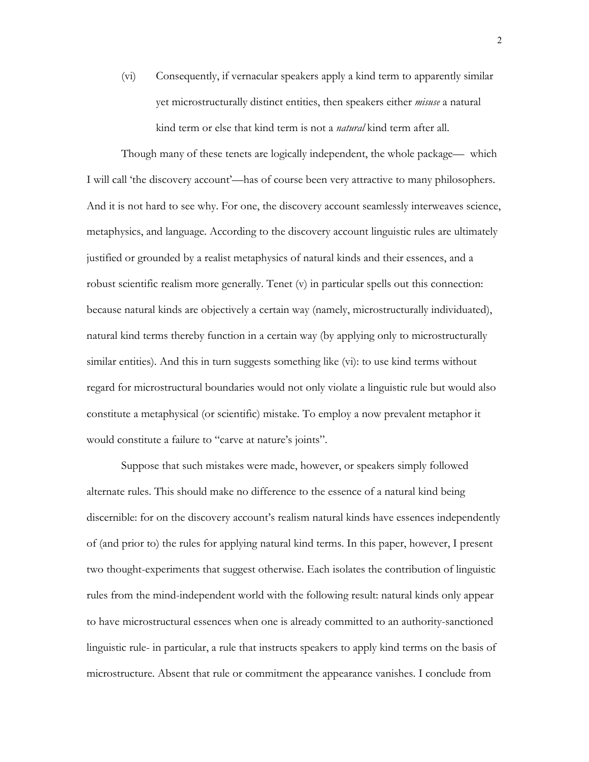(vi) Consequently, if vernacular speakers apply a kind term to apparently similar yet microstructurally distinct entities, then speakers either *misuse* a natural kind term or else that kind term is not a *natural* kind term after all.

Though many of these tenets are logically independent, the whole package— which I will call 'the discovery account'—has of course been very attractive to many philosophers. And it is not hard to see why. For one, the discovery account seamlessly interweaves science, metaphysics, and language. According to the discovery account linguistic rules are ultimately justified or grounded by a realist metaphysics of natural kinds and their essences, and a robust scientific realism more generally. Tenet (v) in particular spells out this connection: because natural kinds are objectively a certain way (namely, microstructurally individuated), natural kind terms thereby function in a certain way (by applying only to microstructurally similar entities). And this in turn suggests something like (vi): to use kind terms without regard for microstructural boundaries would not only violate a linguistic rule but would also constitute a metaphysical (or scientific) mistake. To employ a now prevalent metaphor it would constitute a failure to "carve at nature's joints".

Suppose that such mistakes were made, however, or speakers simply followed alternate rules. This should make no difference to the essence of a natural kind being discernible: for on the discovery account's realism natural kinds have essences independently of (and prior to) the rules for applying natural kind terms. In this paper, however, I present two thought-experiments that suggest otherwise. Each isolates the contribution of linguistic rules from the mind-independent world with the following result: natural kinds only appear to have microstructural essences when one is already committed to an authority-sanctioned linguistic rule- in particular, a rule that instructs speakers to apply kind terms on the basis of microstructure. Absent that rule or commitment the appearance vanishes. I conclude from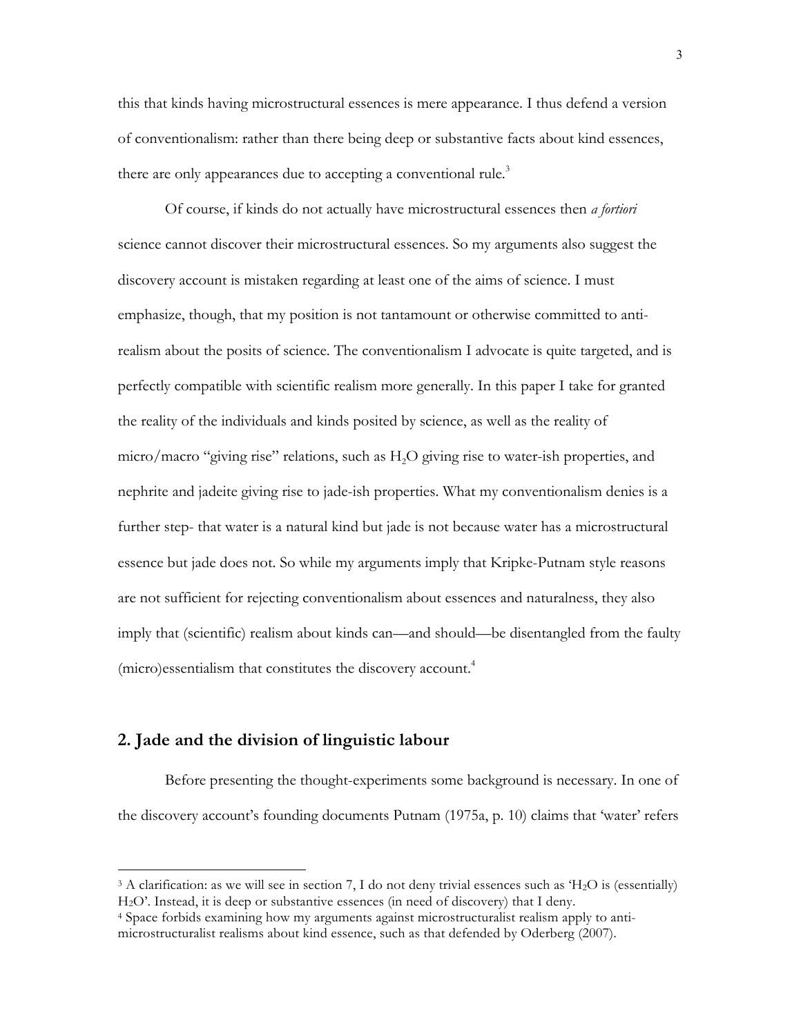this that kinds having microstructural essences is mere appearance. I thus defend a version of conventionalism: rather than there being deep or substantive facts about kind essences, there are only appearances due to accepting a conventional rule.[3]

Of course, if kinds do not actually have microstructural essences then *a fortiori* science cannot discover their microstructural essences. So my arguments also suggest the discovery account is mistaken regarding at least one of the aims of science. I must emphasize, though, that my position is not tantamount or otherwise committed to anti-realism about the posits of science. The conventionalism I advocate is quite targeted, and is perfectly compatible with scientific realism more generally. In this paper I take for granted the reality of the individuals and kinds posited by science, as well as the reality of micro/macro "giving rise" relations, such as $H_2O$ giving rise to water-ish properties, and nephrite and jadeite giving rise to jade-ish properties. What my conventionalism denies is a further step- that water is a natural kind but jade is not because water has a microstructural essence but jade does not. So while my arguments imply that Kripke-Putnam style reasons are not sufficient for rejecting conventionalism about essences and naturalness, they also imply that (scientific) realism about kinds can—and should—be disentangled from the faulty (micro)essentialism that constitutes the discovery account.[4]

## 2. Jade and the division of linguistic labour

Before presenting the thought-experiments some background is necessary. In one of the discovery account's founding documents Putnam (1975a, p. 10) claims that 'water' refers

---

[3] A clarification: as we will see in section 7, I do not deny trivial essences such as '$H_2O$ is (essentially) $H_2O$'. Instead, it is deep or substantive essences (in need of discovery) that I deny.

[4] Space forbids examining how my arguments against microstructuralist realism apply to anti-microstructuralist realisms about kind essence, such as that defended by Oderberg (2007).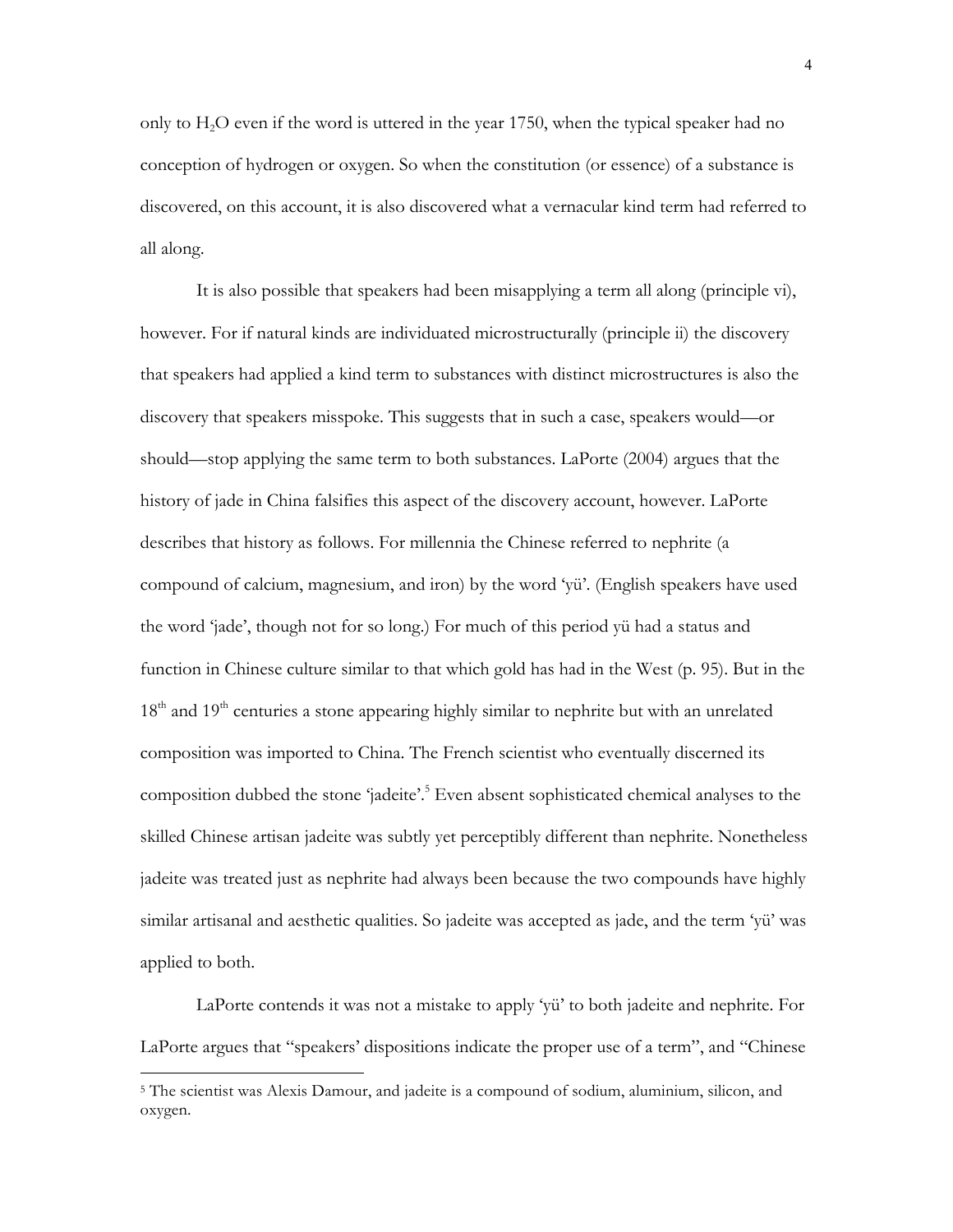only to $H_2O$ even if the word is uttered in the year 1750, when the typical speaker had no conception of hydrogen or oxygen. So when the constitution (or essence) of a substance is discovered, on this account, it is also discovered what a vernacular kind term had referred to all along.

It is also possible that speakers had been misapplying a term all along (principle vi), however. For if natural kinds are individuated microstructurally (principle ii) the discovery that speakers had applied a kind term to substances with distinct microstructures is also the discovery that speakers misspoke. This suggests that in such a case, speakers would—or should—stop applying the same term to both substances. LaPorte (2004) argues that the history of jade in China falsifies this aspect of the discovery account, however. LaPorte describes that history as follows. For millennia the Chinese referred to nephrite (a compound of calcium, magnesium, and iron) by the word 'yü'. (English speakers have used the word 'jade', though not for so long.) For much of this period yü had a status and function in Chinese culture similar to that which gold has had in the West (p. 95). But in the 18th and 19th centuries a stone appearing highly similar to nephrite but with an unrelated composition was imported to China. The French scientist who eventually discerned its composition dubbed the stone 'jadeite'.[5] Even absent sophisticated chemical analyses to the skilled Chinese artisan jadeite was subtly yet perceptibly different than nephrite. Nonetheless jadeite was treated just as nephrite had always been because the two compounds have highly similar artisanal and aesthetic qualities. So jadeite was accepted as jade, and the term 'yü' was applied to both.

LaPorte contends it was not a mistake to apply 'yü' to both jadeite and nephrite. For LaPorte argues that "speakers' dispositions indicate the proper use of a term", and "Chinese

[5] The scientist was Alexis Damour, and jadeite is a compound of sodium, aluminium, silicon, and oxygen.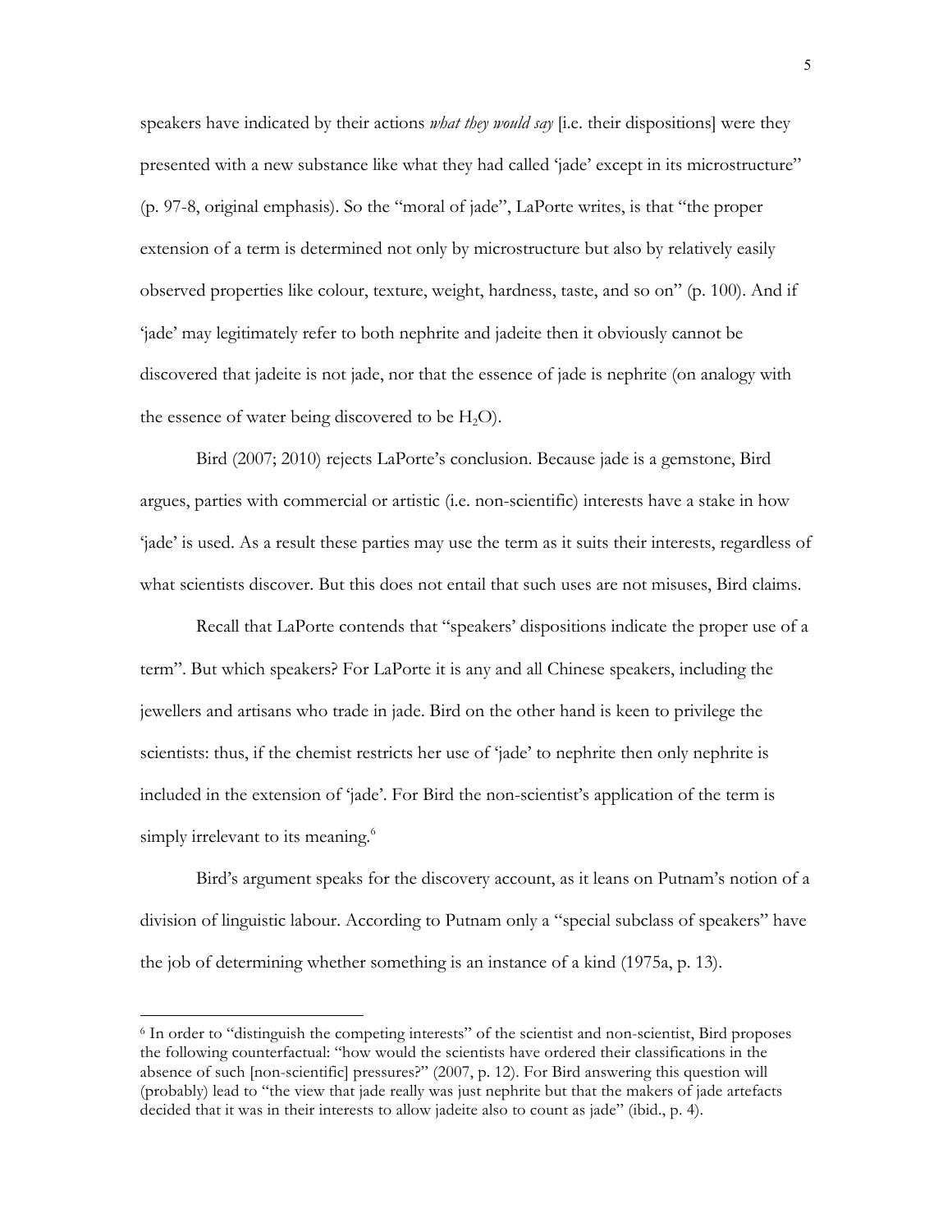speakers have indicated by their actions *what they would say* [i.e. their dispositions] were they presented with a new substance like what they had called 'jade' except in its microstructure" (p. 97-8, original emphasis). So the "moral of jade", LaPorte writes, is that "the proper extension of a term is determined not only by microstructure but also by relatively easily observed properties like colour, texture, weight, hardness, taste, and so on" (p. 100). And if 'jade' may legitimately refer to both nephrite and jadeite then it obviously cannot be discovered that jadeite is not jade, nor that the essence of jade is nephrite (on analogy with the essence of water being discovered to be $H_2O$).

Bird (2007; 2010) rejects LaPorte's conclusion. Because jade is a gemstone, Bird argues, parties with commercial or artistic (i.e. non-scientific) interests have a stake in how 'jade' is used. As a result these parties may use the term as it suits their interests, regardless of what scientists discover. But this does not entail that such uses are not misuses, Bird claims.

Recall that LaPorte contends that "speakers' dispositions indicate the proper use of a term". But which speakers? For LaPorte it is any and all Chinese speakers, including the jewellers and artisans who trade in jade. Bird on the other hand is keen to privilege the scientists: thus, if the chemist restricts her use of 'jade' to nephrite then only nephrite is included in the extension of 'jade'. For Bird the non-scientist's application of the term is simply irrelevant to its meaning.[6]

Bird's argument speaks for the discovery account, as it leans on Putnam's notion of a division of linguistic labour. According to Putnam only a "special subclass of speakers" have the job of determining whether something is an instance of a kind (1975a, p. 13).

---

[6] In order to "distinguish the competing interests" of the scientist and non-scientist, Bird proposes the following counterfactual: "how would the scientists have ordered their classifications in the absence of such [non-scientific] pressures?" (2007, p. 12). For Bird answering this question will (probably) lead to "the view that jade really was just nephrite but that the makers of jade artefacts decided that it was in their interests to allow jadeite also to count as jade" (ibid., p. 4).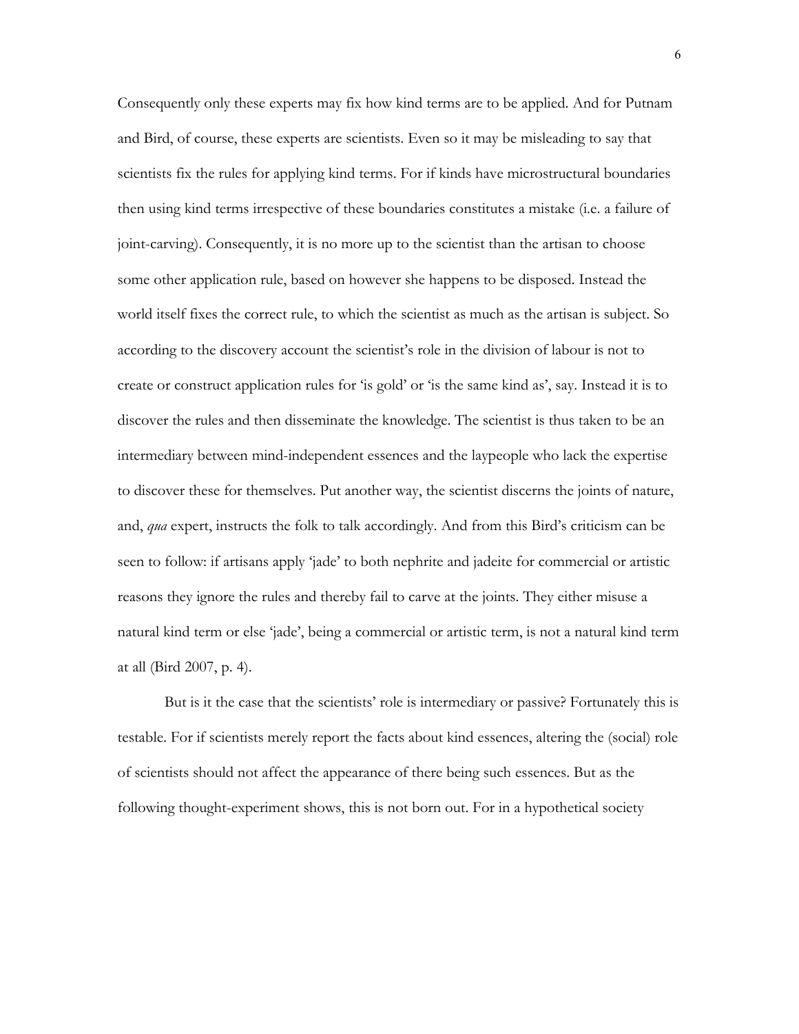Consequently only these experts may fix how kind terms are to be applied. And for Putnam and Bird, of course, these experts are scientists. Even so it may be misleading to say that scientists fix the rules for applying kind terms. For if kinds have microstructural boundaries then using kind terms irrespective of these boundaries constitutes a mistake (i.e. a failure of joint-carving). Consequently, it is no more up to the scientist than the artisan to choose some other application rule, based on however she happens to be disposed. Instead the world itself fixes the correct rule, to which the scientist as much as the artisan is subject. So according to the discovery account the scientist's role in the division of labour is not to create or construct application rules for 'is gold' or 'is the same kind as', say. Instead it is to discover the rules and then disseminate the knowledge. The scientist is thus taken to be an intermediary between mind-independent essences and the laypeople who lack the expertise to discover these for themselves. Put another way, the scientist discerns the joints of nature, and, *qua* expert, instructs the folk to talk accordingly. And from this Bird's criticism can be seen to follow: if artisans apply 'jade' to both nephrite and jadeite for commercial or artistic reasons they ignore the rules and thereby fail to carve at the joints. They either misuse a natural kind term or else 'jade', being a commercial or artistic term, is not a natural kind term at all (Bird 2007, p. 4).

But is it the case that the scientists' role is intermediary or passive? Fortunately this is testable. For if scientists merely report the facts about kind essences, altering the (social) role of scientists should not affect the appearance of there being such essences. But as the following thought-experiment shows, this is not born out. For in a hypothetical society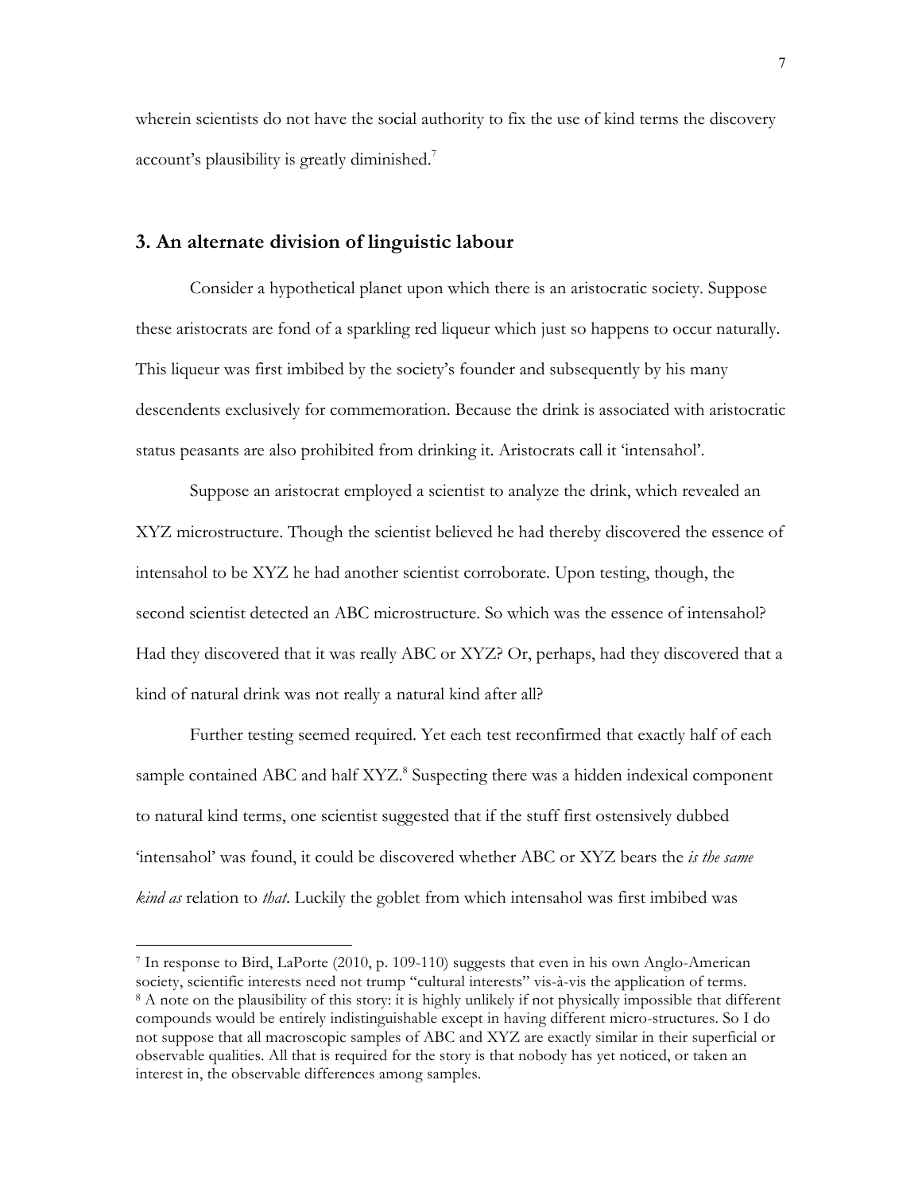wherein scientists do not have the social authority to fix the use of kind terms the discovery account's plausibility is greatly diminished.[7]

## 3. An alternate division of linguistic labour

Consider a hypothetical planet upon which there is an aristocratic society. Suppose these aristocrats are fond of a sparkling red liqueur which just so happens to occur naturally. This liqueur was first imbibed by the society's founder and subsequently by his many descendents exclusively for commemoration. Because the drink is associated with aristocratic status peasants are also prohibited from drinking it. Aristocrats call it 'intensahol'.

Suppose an aristocrat employed a scientist to analyze the drink, which revealed an XYZ microstructure. Though the scientist believed he had thereby discovered the essence of intensahol to be XYZ he had another scientist corroborate. Upon testing, though, the second scientist detected an ABC microstructure. So which was the essence of intensahol? Had they discovered that it was really ABC or XYZ? Or, perhaps, had they discovered that a kind of natural drink was not really a natural kind after all?

Further testing seemed required. Yet each test reconfirmed that exactly half of each sample contained ABC and half XYZ.[8] Suspecting there was a hidden indexical component to natural kind terms, one scientist suggested that if the stuff first ostensively dubbed 'intensahol' was found, it could be discovered whether ABC or XYZ bears the *is the same kind as* relation to *that*. Luckily the goblet from which intensahol was first imbibed was

---

[7] In response to Bird, LaPorte (2010, p. 109-110) suggests that even in his own Anglo-American society, scientific interests need not trump "cultural interests" vis-à-vis the application of terms.

[8] A note on the plausibility of this story: it is highly unlikely if not physically impossible that different compounds would be entirely indistinguishable except in having different micro-structures. So I do not suppose that all macroscopic samples of ABC and XYZ are exactly similar in their superficial or observable qualities. All that is required for the story is that nobody has yet noticed, or taken an interest in, the observable differences among samples.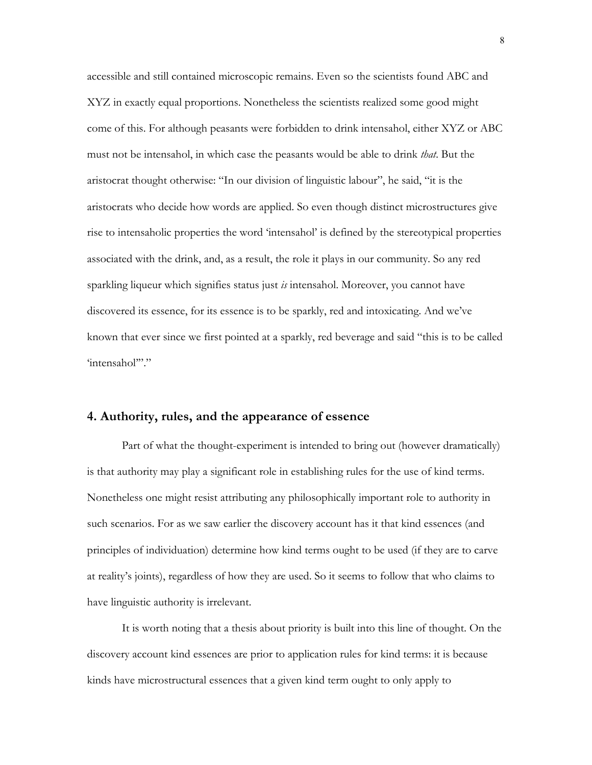accessible and still contained microscopic remains. Even so the scientists found ABC and XYZ in exactly equal proportions. Nonetheless the scientists realized some good might come of this. For although peasants were forbidden to drink intensahol, either XYZ or ABC must not be intensahol, in which case the peasants would be able to drink *that*. But the aristocrat thought otherwise: "In our division of linguistic labour", he said, "it is the aristocrats who decide how words are applied. So even though distinct microstructures give rise to intensaholic properties the word 'intensahol' is defined by the stereotypical properties associated with the drink, and, as a result, the role it plays in our community. So any red sparkling liqueur which signifies status just *is* intensahol. Moreover, you cannot have discovered its essence, for its essence is to be sparkly, red and intoxicating. And we've known that ever since we first pointed at a sparkly, red beverage and said "this is to be called 'intensahol'"."

## 4. Authority, rules, and the appearance of essence

Part of what the thought-experiment is intended to bring out (however dramatically) is that authority may play a significant role in establishing rules for the use of kind terms. Nonetheless one might resist attributing any philosophically important role to authority in such scenarios. For as we saw earlier the discovery account has it that kind essences (and principles of individuation) determine how kind terms ought to be used (if they are to carve at reality's joints), regardless of how they are used. So it seems to follow that who claims to have linguistic authority is irrelevant.

It is worth noting that a thesis about priority is built into this line of thought. On the discovery account kind essences are prior to application rules for kind terms: it is because kinds have microstructural essences that a given kind term ought to only apply to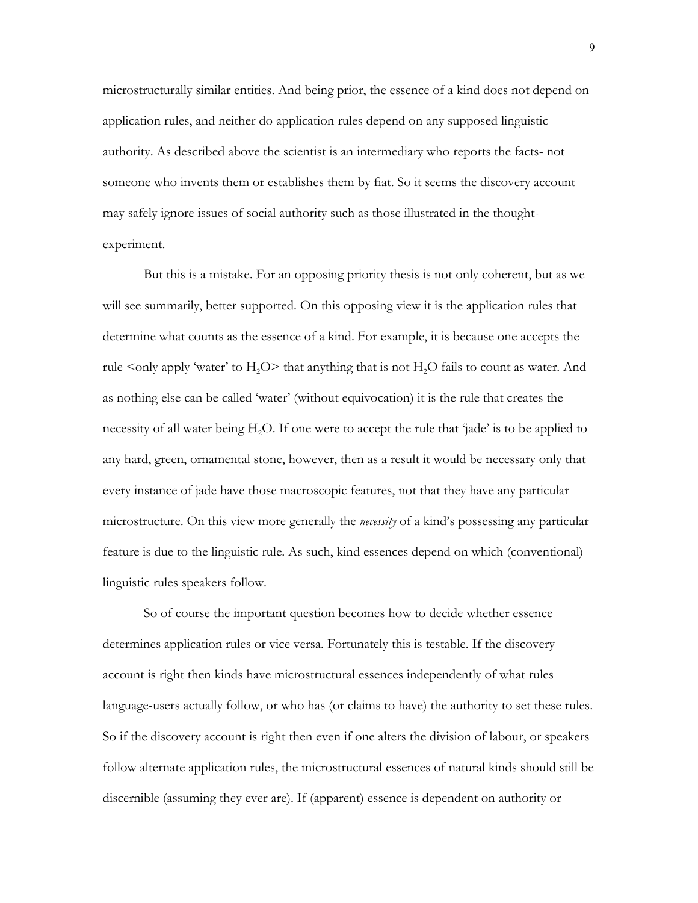microstructurally similar entities. And being prior, the essence of a kind does not depend on application rules, and neither do application rules depend on any supposed linguistic authority. As described above the scientist is an intermediary who reports the facts- not someone who invents them or establishes them by fiat. So it seems the discovery account may safely ignore issues of social authority such as those illustrated in the thought-experiment.

But this is a mistake. For an opposing priority thesis is not only coherent, but as we will see summarily, better supported. On this opposing view it is the application rules that determine what counts as the essence of a kind. For example, it is because one accepts the rule <only apply 'water' to $H_2O$> that anything that is not $H_2O$ fails to count as water. And as nothing else can be called 'water' (without equivocation) it is the rule that creates the necessity of all water being $H_2O$. If one were to accept the rule that 'jade' is to be applied to any hard, green, ornamental stone, however, then as a result it would be necessary only that every instance of jade have those macroscopic features, not that they have any particular microstructure. On this view more generally the *necessity* of a kind's possessing any particular feature is due to the linguistic rule. As such, kind essences depend on which (conventional) linguistic rules speakers follow.

So of course the important question becomes how to decide whether essence determines application rules or vice versa. Fortunately this is testable. If the discovery account is right then kinds have microstructural essences independently of what rules language-users actually follow, or who has (or claims to have) the authority to set these rules. So if the discovery account is right then even if one alters the division of labour, or speakers follow alternate application rules, the microstructural essences of natural kinds should still be discernible (assuming they ever are). If (apparent) essence is dependent on authority or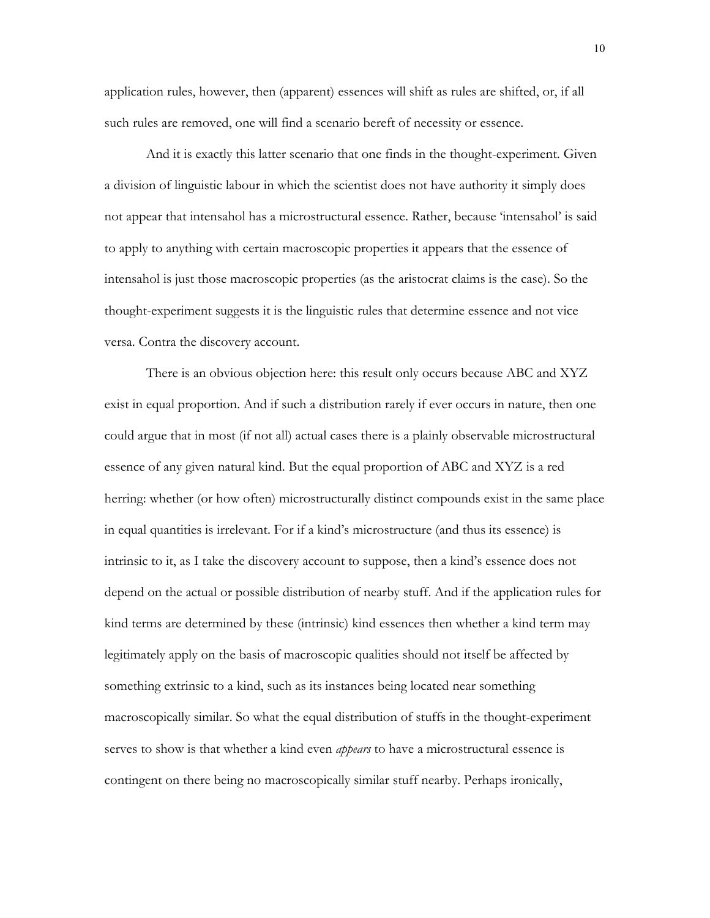application rules, however, then (apparent) essences will shift as rules are shifted, or, if all such rules are removed, one will find a scenario bereft of necessity or essence.

And it is exactly this latter scenario that one finds in the thought-experiment. Given a division of linguistic labour in which the scientist does not have authority it simply does not appear that intensahol has a microstructural essence. Rather, because 'intensahol' is said to apply to anything with certain macroscopic properties it appears that the essence of intensahol is just those macroscopic properties (as the aristocrat claims is the case). So the thought-experiment suggests it is the linguistic rules that determine essence and not vice versa. Contra the discovery account.

There is an obvious objection here: this result only occurs because ABC and XYZ exist in equal proportion. And if such a distribution rarely if ever occurs in nature, then one could argue that in most (if not all) actual cases there is a plainly observable microstructural essence of any given natural kind. But the equal proportion of ABC and XYZ is a red herring: whether (or how often) microstructurally distinct compounds exist in the same place in equal quantities is irrelevant. For if a kind's microstructure (and thus its essence) is intrinsic to it, as I take the discovery account to suppose, then a kind's essence does not depend on the actual or possible distribution of nearby stuff. And if the application rules for kind terms are determined by these (intrinsic) kind essences then whether a kind term may legitimately apply on the basis of macroscopic qualities should not itself be affected by something extrinsic to a kind, such as its instances being located near something macroscopically similar. So what the equal distribution of stuffs in the thought-experiment serves to show is that whether a kind even *appears* to have a microstructural essence is contingent on there being no macroscopically similar stuff nearby. Perhaps ironically,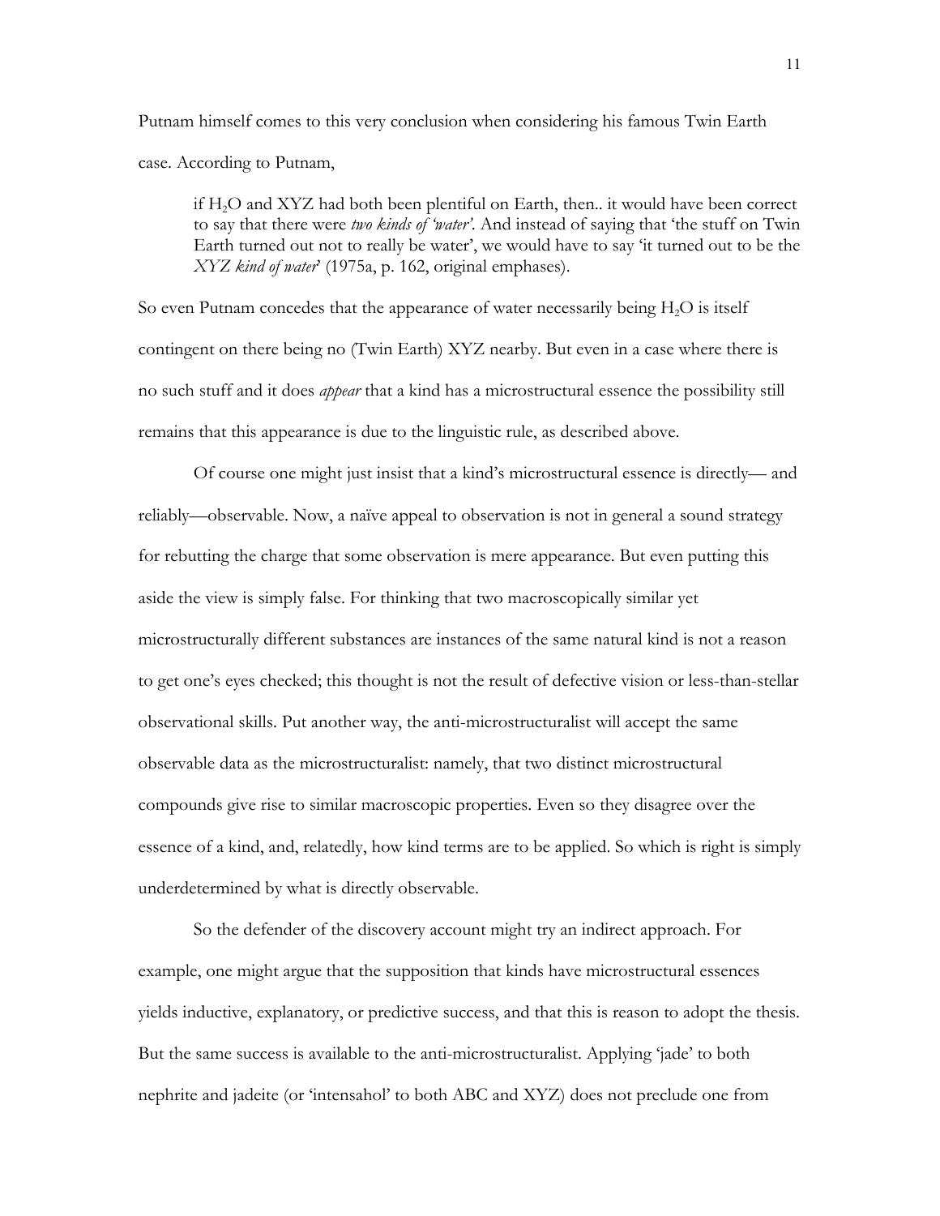Putnam himself comes to this very conclusion when considering his famous Twin Earth case. According to Putnam,

> if $H_2O$ and XYZ had both been plentiful on Earth, then.. it would have been correct to say that there were *two kinds of 'water'*. And instead of saying that 'the stuff on Twin Earth turned out not to really be water', we would have to say 'it turned out to be the *XYZ kind of water*' (1975a, p. 162, original emphases).

So even Putnam concedes that the appearance of water necessarily being $H_2O$ is itself contingent on there being no (Twin Earth) XYZ nearby. But even in a case where there is no such stuff and it does *appear* that a kind has a microstructural essence the possibility still remains that this appearance is due to the linguistic rule, as described above.

Of course one might just insist that a kind's microstructural essence is directly— and reliably—observable. Now, a naïve appeal to observation is not in general a sound strategy for rebutting the charge that some observation is mere appearance. But even putting this aside the view is simply false. For thinking that two macroscopically similar yet microstructurally different substances are instances of the same natural kind is not a reason to get one's eyes checked; this thought is not the result of defective vision or less-than-stellar observational skills. Put another way, the anti-microstructuralist will accept the same observable data as the microstructuralist: namely, that two distinct microstructural compounds give rise to similar macroscopic properties. Even so they disagree over the essence of a kind, and, relatedly, how kind terms are to be applied. So which is right is simply underdetermined by what is directly observable.

So the defender of the discovery account might try an indirect approach. For example, one might argue that the supposition that kinds have microstructural essences yields inductive, explanatory, or predictive success, and that this is reason to adopt the thesis. But the same success is available to the anti-microstructuralist. Applying 'jade' to both nephrite and jadeite (or 'intensahol' to both ABC and XYZ) does not preclude one from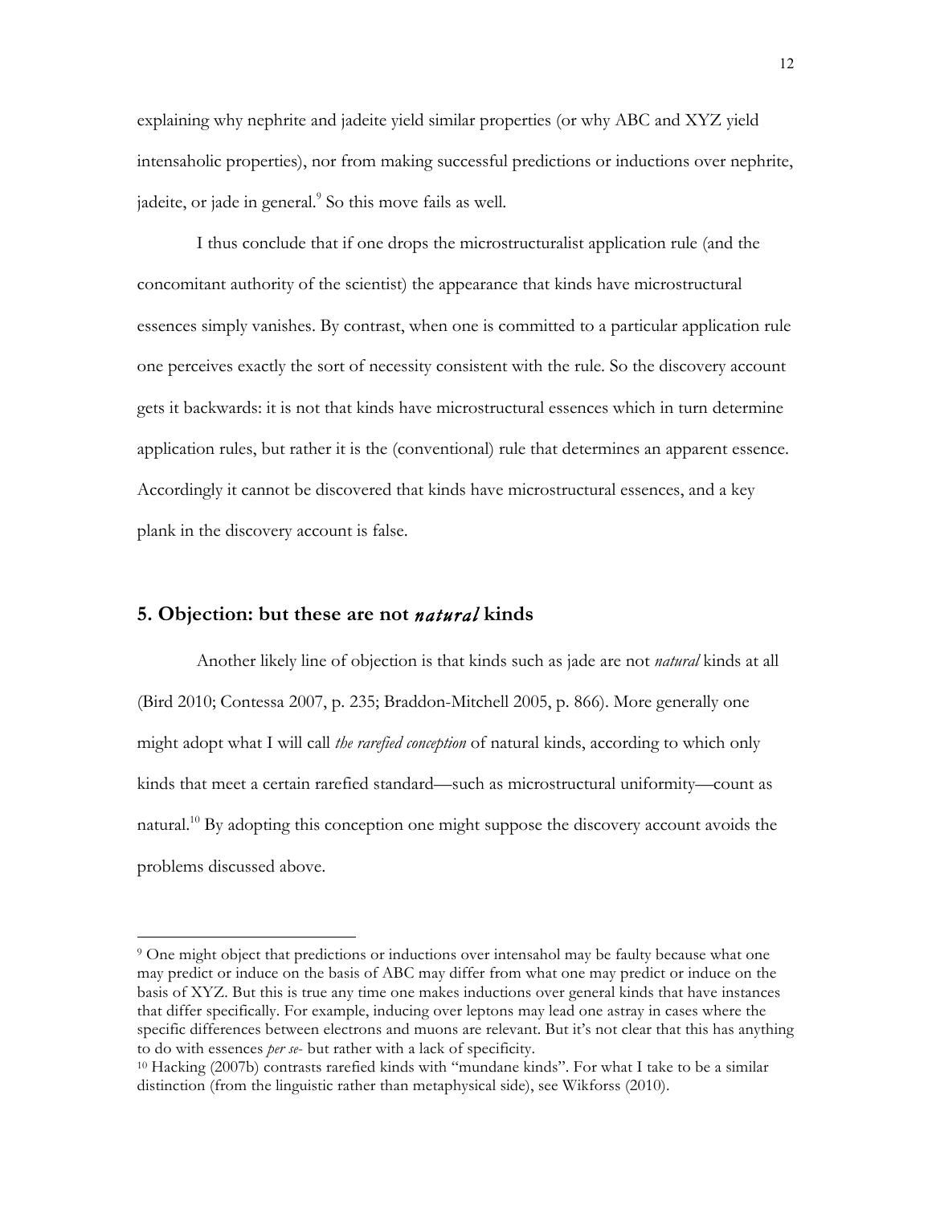explaining why nephrite and jadeite yield similar properties (or why ABC and XYZ yield intensaholic properties), nor from making successful predictions or inductions over nephrite, jadeite, or jade in general.[9] So this move fails as well.

I thus conclude that if one drops the microstructuralist application rule (and the concomitant authority of the scientist) the appearance that kinds have microstructural essences simply vanishes. By contrast, when one is committed to a particular application rule one perceives exactly the sort of necessity consistent with the rule. So the discovery account gets it backwards: it is not that kinds have microstructural essences which in turn determine application rules, but rather it is the (conventional) rule that determines an apparent essence. Accordingly it cannot be discovered that kinds have microstructural essences, and a key plank in the discovery account is false.

## 5. Objection: but these are not *natural* kinds

Another likely line of objection is that kinds such as jade are not *natural* kinds at all (Bird 2010; Contessa 2007, p. 235; Braddon-Mitchell 2005, p. 866). More generally one might adopt what I will call *the rarefied conception* of natural kinds, according to which only kinds that meet a certain rarefied standard—such as microstructural uniformity—count as natural.[10] By adopting this conception one might suppose the discovery account avoids the problems discussed above.

---

[9] One might object that predictions or inductions over intensahol may be faulty because what one may predict or induce on the basis of ABC may differ from what one may predict or induce on the basis of XYZ. But this is true any time one makes inductions over general kinds that have instances that differ specifically. For example, inducing over leptons may lead one astray in cases where the specific differences between electrons and muons are relevant. But it's not clear that this has anything to do with essences *per se-* but rather with a lack of specificity.

[10] Hacking (2007b) contrasts rarefied kinds with "mundane kinds". For what I take to be a similar distinction (from the linguistic rather than metaphysical side), see Wikforss (2010).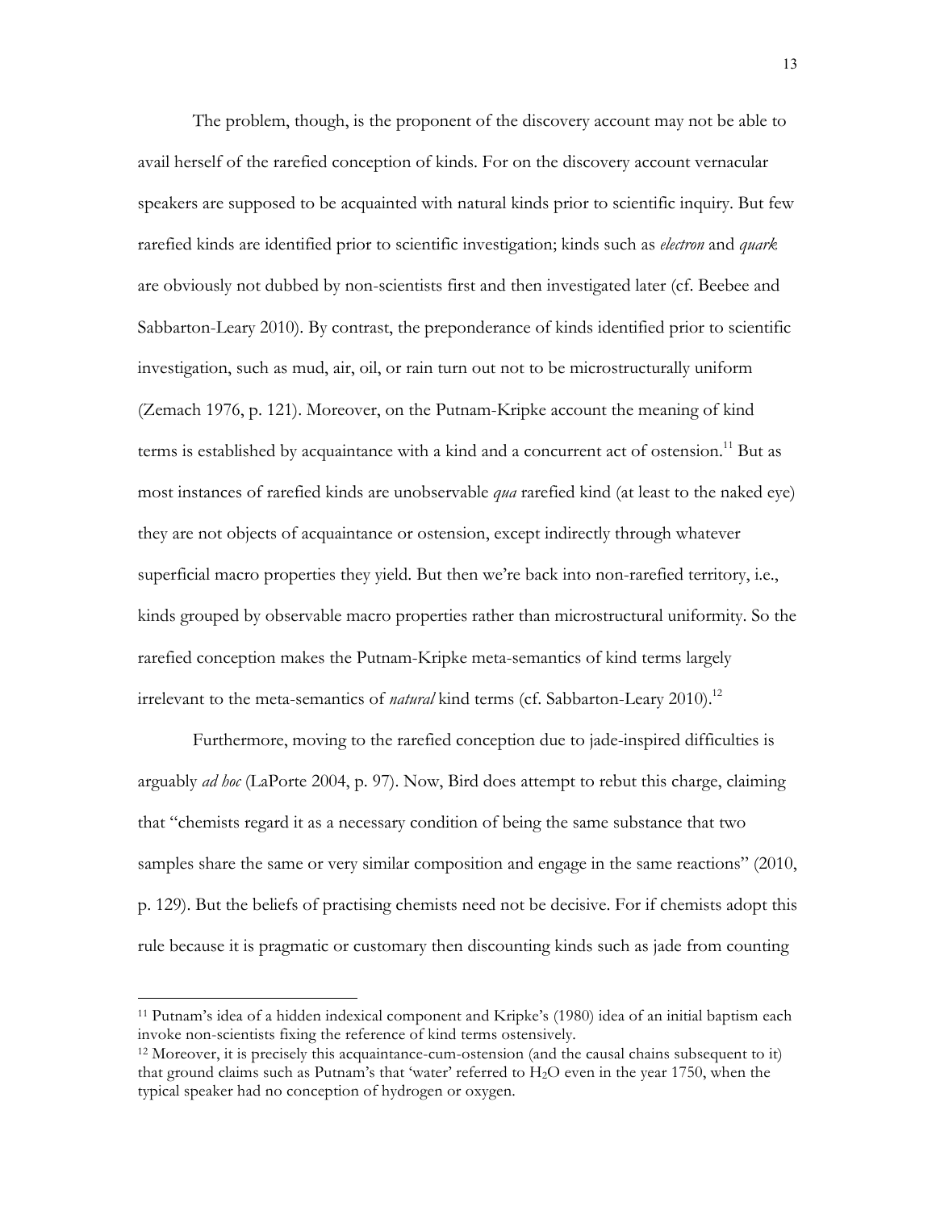The problem, though, is the proponent of the discovery account may not be able to avail herself of the rarefied conception of kinds. For on the discovery account vernacular speakers are supposed to be acquainted with natural kinds prior to scientific inquiry. But few rarefied kinds are identified prior to scientific investigation; kinds such as *electron* and *quark* are obviously not dubbed by non-scientists first and then investigated later (cf. Beebee and Sabbarton-Leary 2010). By contrast, the preponderance of kinds identified prior to scientific investigation, such as mud, air, oil, or rain turn out not to be microstructurally uniform (Zemach 1976, p. 121). Moreover, on the Putnam-Kripke account the meaning of kind terms is established by acquaintance with a kind and a concurrent act of ostension.[11] But as most instances of rarefied kinds are unobservable *qua* rarefied kind (at least to the naked eye) they are not objects of acquaintance or ostension, except indirectly through whatever superficial macro properties they yield. But then we're back into non-rarefied territory, i.e., kinds grouped by observable macro properties rather than microstructural uniformity. So the rarefied conception makes the Putnam-Kripke meta-semantics of kind terms largely irrelevant to the meta-semantics of *natural* kind terms (cf. Sabbarton-Leary 2010).[12]

Furthermore, moving to the rarefied conception due to jade-inspired difficulties is arguably *ad hoc* (LaPorte 2004, p. 97). Now, Bird does attempt to rebut this charge, claiming that "chemists regard it as a necessary condition of being the same substance that two samples share the same or very similar composition and engage in the same reactions" (2010, p. 129). But the beliefs of practising chemists need not be decisive. For if chemists adopt this rule because it is pragmatic or customary then discounting kinds such as jade from counting

---

[11] Putnam's idea of a hidden indexical component and Kripke's (1980) idea of an initial baptism each invoke non-scientists fixing the reference of kind terms ostensively.

[12] Moreover, it is precisely this acquaintance-cum-ostension (and the causal chains subsequent to it) that ground claims such as Putnam's that 'water' referred to $H_2O$ even in the year 1750, when the typical speaker had no conception of hydrogen or oxygen.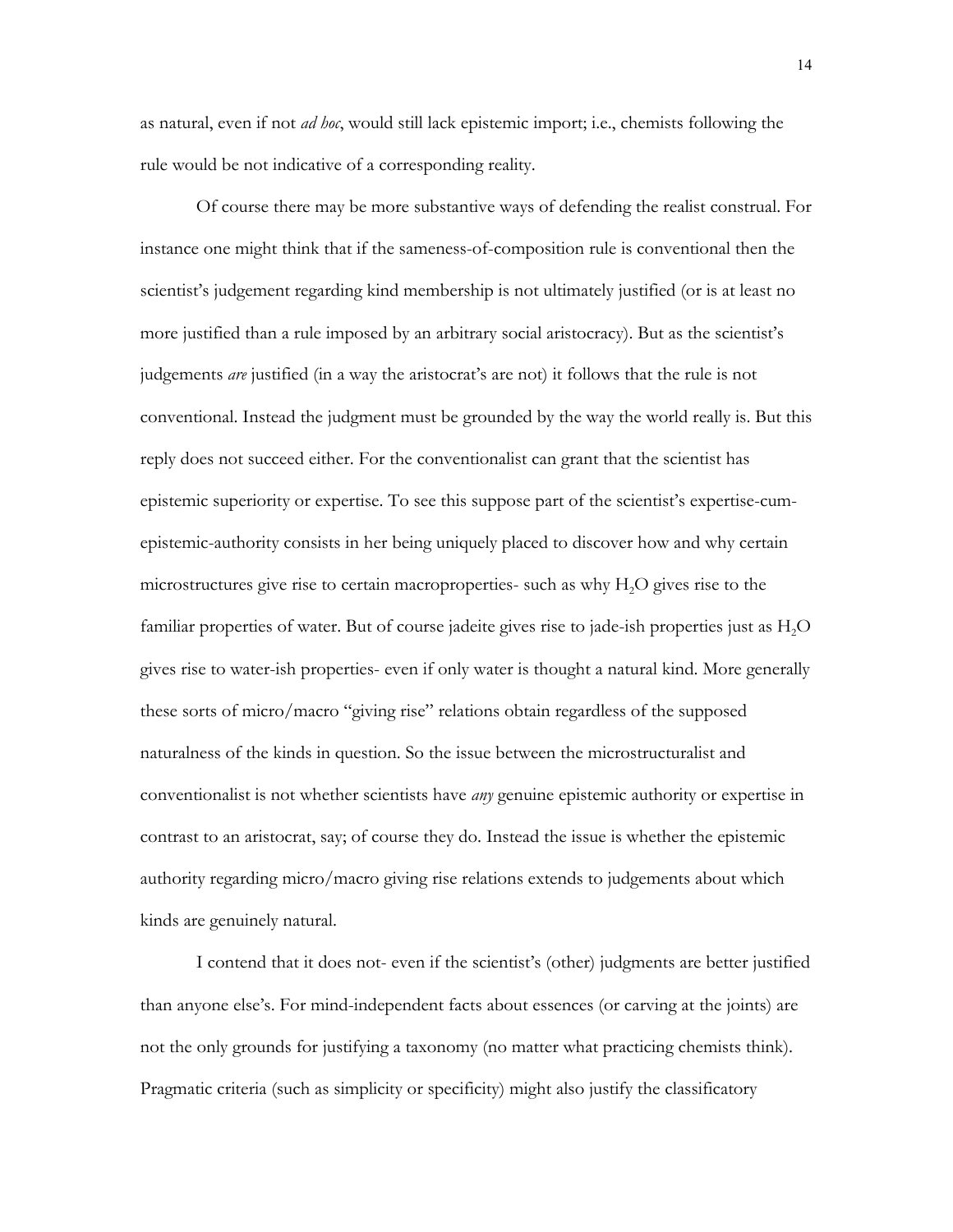as natural, even if not *ad hoc*, would still lack epistemic import; i.e., chemists following the rule would be not indicative of a corresponding reality.

Of course there may be more substantive ways of defending the realist construal. For instance one might think that if the sameness-of-composition rule is conventional then the scientist's judgement regarding kind membership is not ultimately justified (or is at least no more justified than a rule imposed by an arbitrary social aristocracy). But as the scientist's judgements *are* justified (in a way the aristocrat's are not) it follows that the rule is not conventional. Instead the judgment must be grounded by the way the world really is. But this reply does not succeed either. For the conventionalist can grant that the scientist has epistemic superiority or expertise. To see this suppose part of the scientist's expertise-cum-epistemic-authority consists in her being uniquely placed to discover how and why certain microstructures give rise to certain macroproperties- such as why $H_2O$ gives rise to the familiar properties of water. But of course jadeite gives rise to jade-ish properties just as $H_2O$ gives rise to water-ish properties- even if only water is thought a natural kind. More generally these sorts of micro/macro "giving rise" relations obtain regardless of the supposed naturalness of the kinds in question. So the issue between the microstructuralist and conventionalist is not whether scientists have *any* genuine epistemic authority or expertise in contrast to an aristocrat, say; of course they do. Instead the issue is whether the epistemic authority regarding micro/macro giving rise relations extends to judgements about which kinds are genuinely natural.

I contend that it does not- even if the scientist's (other) judgments are better justified than anyone else's. For mind-independent facts about essences (or carving at the joints) are not the only grounds for justifying a taxonomy (no matter what practicing chemists think). Pragmatic criteria (such as simplicity or specificity) might also justify the classificatory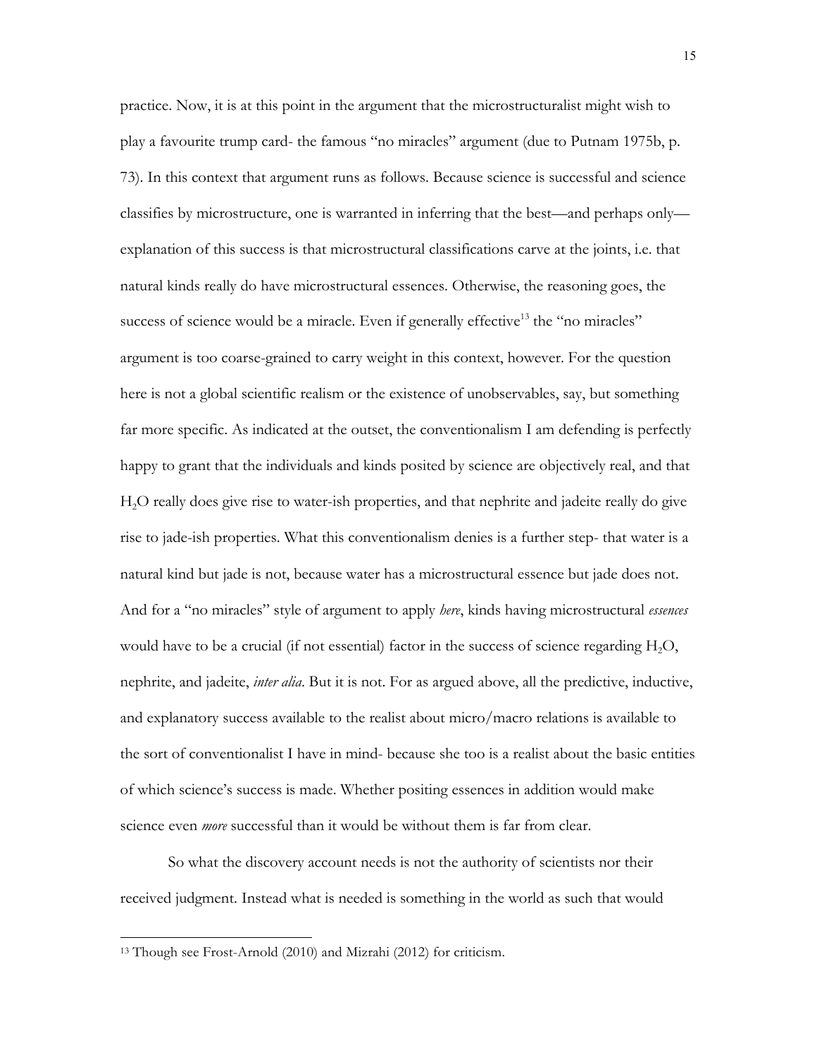practice. Now, it is at this point in the argument that the microstructuralist might wish to play a favourite trump card- the famous "no miracles" argument (due to Putnam 1975b, p. 73). In this context that argument runs as follows. Because science is successful and science classifies by microstructure, one is warranted in inferring that the best—and perhaps only—explanation of this success is that microstructural classifications carve at the joints, i.e. that natural kinds really do have microstructural essences. Otherwise, the reasoning goes, the success of science would be a miracle. Even if generally effective[13] the "no miracles" argument is too coarse-grained to carry weight in this context, however. For the question here is not a global scientific realism or the existence of unobservables, say, but something far more specific. As indicated at the outset, the conventionalism I am defending is perfectly happy to grant that the individuals and kinds posited by science are objectively real, and that $H_2O$ really does give rise to water-ish properties, and that nephrite and jadeite really do give rise to jade-ish properties. What this conventionalism denies is a further step- that water is a natural kind but jade is not, because water has a microstructural essence but jade does not. And for a "no miracles" style of argument to apply *here*, kinds having microstructural *essences* would have to be a crucial (if not essential) factor in the success of science regarding $H_2O$, nephrite, and jadeite, *inter alia*. But it is not. For as argued above, all the predictive, inductive, and explanatory success available to the realist about micro/macro relations is available to the sort of conventionalist I have in mind- because she too is a realist about the basic entities of which science's success is made. Whether positing essences in addition would make science even *more* successful than it would be without them is far from clear.

So what the discovery account needs is not the authority of scientists nor their received judgment. Instead what is needed is something in the world as such that would

---

[13] Though see Frost-Arnold (2010) and Mizrahi (2012) for criticism.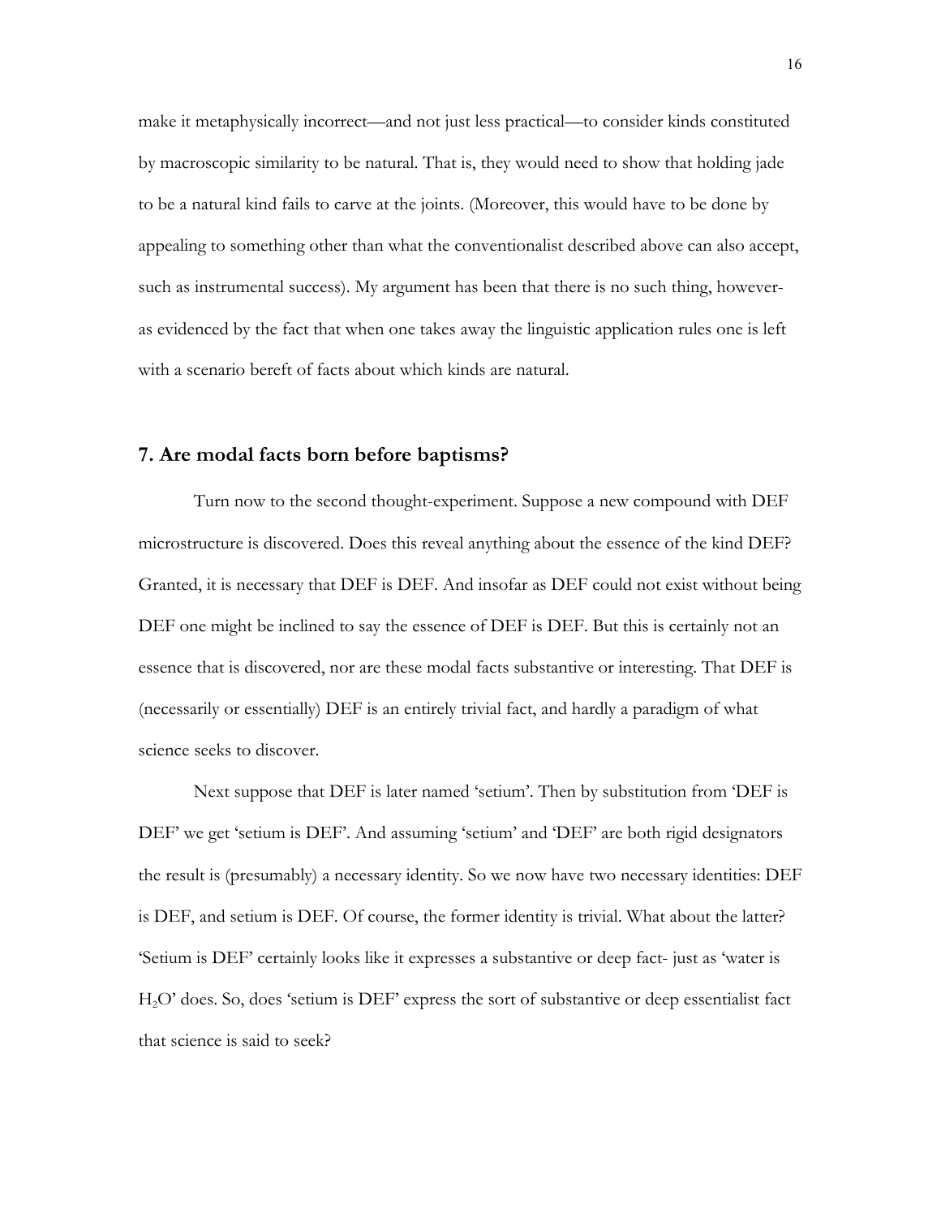make it metaphysically incorrect—and not just less practical—to consider kinds constituted by macroscopic similarity to be natural. That is, they would need to show that holding jade to be a natural kind fails to carve at the joints. (Moreover, this would have to be done by appealing to something other than what the conventionalist described above can also accept, such as instrumental success). My argument has been that there is no such thing, however- as evidenced by the fact that when one takes away the linguistic application rules one is left with a scenario bereft of facts about which kinds are natural.

## 7. Are modal facts born before baptisms?

Turn now to the second thought-experiment. Suppose a new compound with DEF microstructure is discovered. Does this reveal anything about the essence of the kind DEF? Granted, it is necessary that DEF is DEF. And insofar as DEF could not exist without being DEF one might be inclined to say the essence of DEF is DEF. But this is certainly not an essence that is discovered, nor are these modal facts substantive or interesting. That DEF is (necessarily or essentially) DEF is an entirely trivial fact, and hardly a paradigm of what science seeks to discover.

Next suppose that DEF is later named 'setium'. Then by substitution from 'DEF is DEF' we get 'setium is DEF'. And assuming 'setium' and 'DEF' are both rigid designators the result is (presumably) a necessary identity. So we now have two necessary identities: DEF is DEF, and setium is DEF. Of course, the former identity is trivial. What about the latter? 'Setium is DEF' certainly looks like it expresses a substantive or deep fact- just as 'water is $H_2O$' does. So, does 'setium is DEF' express the sort of substantive or deep essentialist fact that science is said to seek?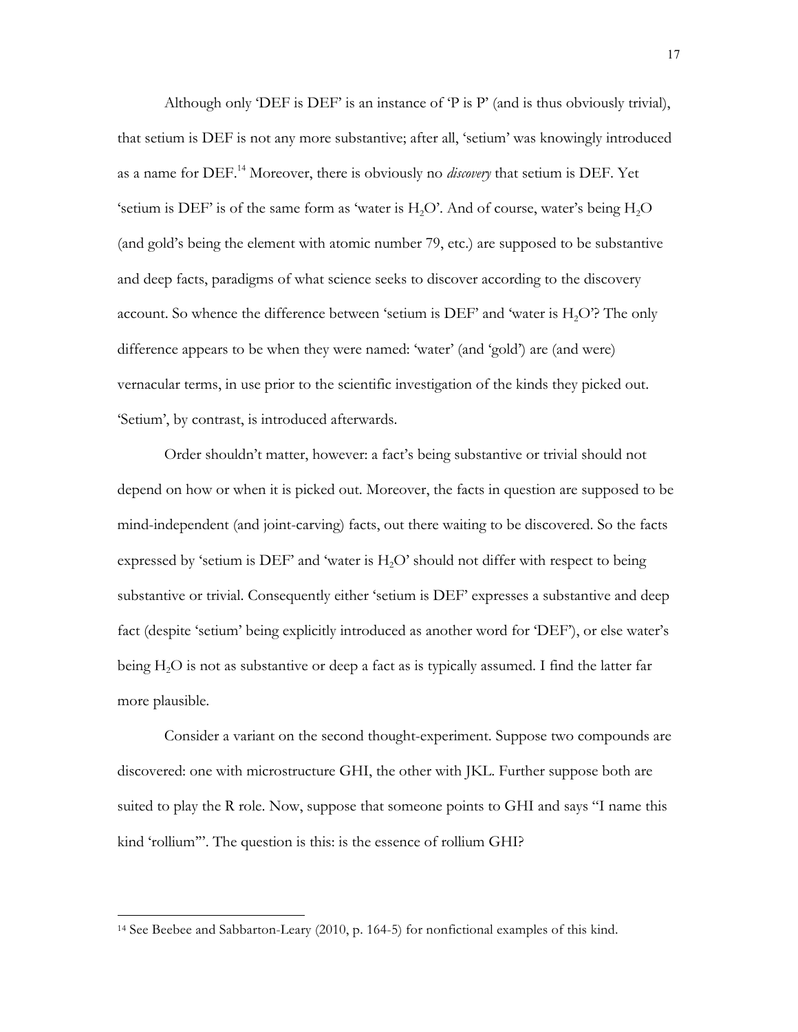Although only 'DEF is DEF' is an instance of 'P is P' (and is thus obviously trivial), that setium is DEF is not any more substantive; after all, 'setium' was knowingly introduced as a name for DEF.[14] Moreover, there is obviously no *discovery* that setium is DEF. Yet 'setium is DEF' is of the same form as 'water is $H_2O$'. And of course, water's being $H_2O$ (and gold's being the element with atomic number 79, etc.) are supposed to be substantive and deep facts, paradigms of what science seeks to discover according to the discovery account. So whence the difference between 'setium is DEF' and 'water is $H_2O$'? The only difference appears to be when they were named: 'water' (and 'gold') are (and were) vernacular terms, in use prior to the scientific investigation of the kinds they picked out. 'Setium', by contrast, is introduced afterwards.

Order shouldn't matter, however: a fact's being substantive or trivial should not depend on how or when it is picked out. Moreover, the facts in question are supposed to be mind-independent (and joint-carving) facts, out there waiting to be discovered. So the facts expressed by 'setium is DEF' and 'water is $H_2O$' should not differ with respect to being substantive or trivial. Consequently either 'setium is DEF' expresses a substantive and deep fact (despite 'setium' being explicitly introduced as another word for 'DEF'), or else water's being $H_2O$ is not as substantive or deep a fact as is typically assumed. I find the latter far more plausible.

Consider a variant on the second thought-experiment. Suppose two compounds are discovered: one with microstructure GHI, the other with JKL. Further suppose both are suited to play the R role. Now, suppose that someone points to GHI and says "I name this kind 'rollium'". The question is this: is the essence of rollium GHI?

---

[14] See Beebee and Sabbarton-Leary (2010, p. 164-5) for nonfictional examples of this kind.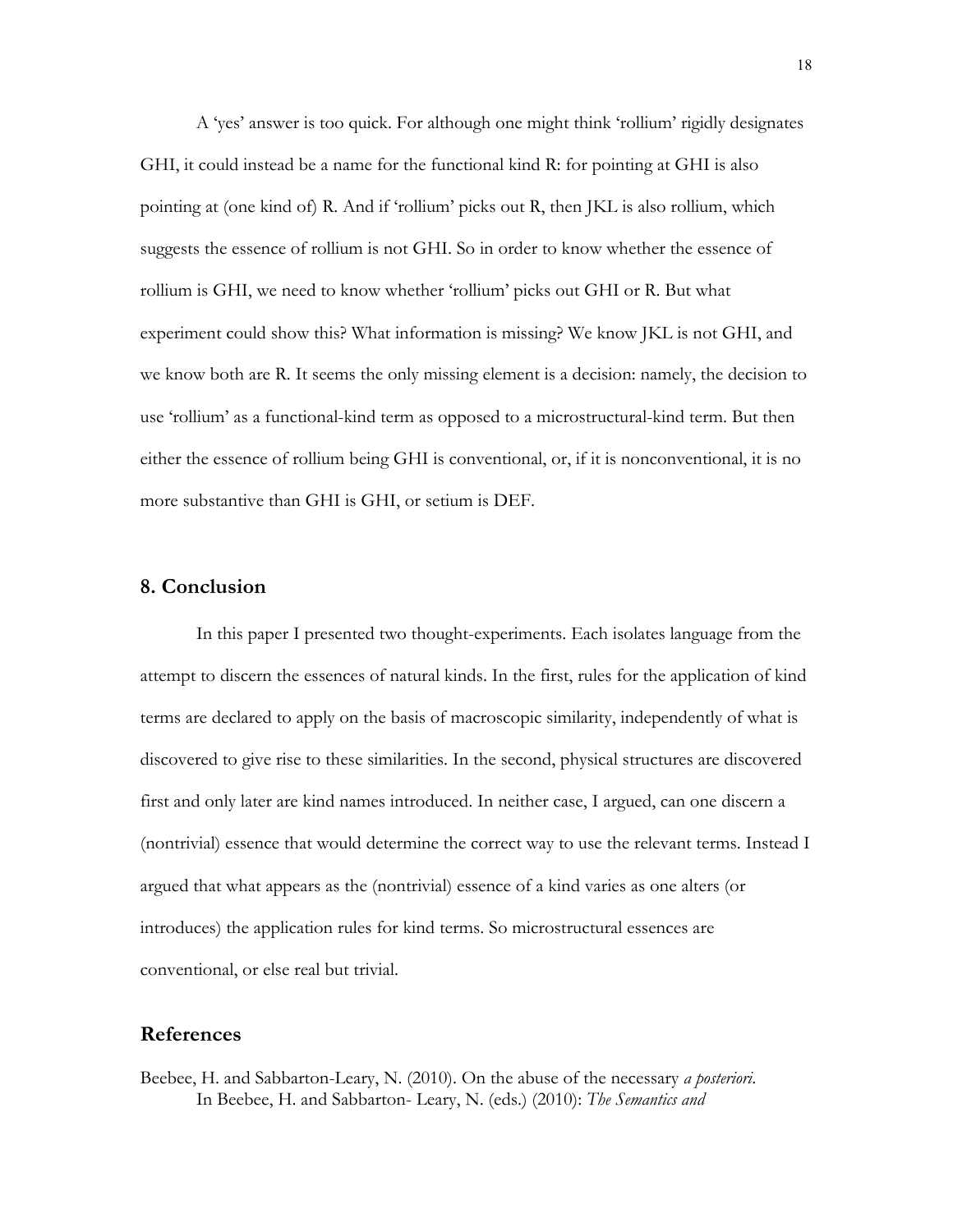A 'yes' answer is too quick. For although one might think 'rollium' rigidly designates GHI, it could instead be a name for the functional kind R: for pointing at GHI is also pointing at (one kind of) R. And if 'rollium' picks out R, then JKL is also rollium, which suggests the essence of rollium is not GHI. So in order to know whether the essence of rollium is GHI, we need to know whether 'rollium' picks out GHI or R. But what experiment could show this? What information is missing? We know JKL is not GHI, and we know both are R. It seems the only missing element is a decision: namely, the decision to use 'rollium' as a functional-kind term as opposed to a microstructural-kind term. But then either the essence of rollium being GHI is conventional, or, if it is nonconventional, it is no more substantive than GHI is GHI, or setium is DEF.

## 8. Conclusion

In this paper I presented two thought-experiments. Each isolates language from the attempt to discern the essences of natural kinds. In the first, rules for the application of kind terms are declared to apply on the basis of macroscopic similarity, independently of what is discovered to give rise to these similarities. In the second, physical structures are discovered first and only later are kind names introduced. In neither case, I argued, can one discern a (nontrivial) essence that would determine the correct way to use the relevant terms. Instead I argued that what appears as the (nontrivial) essence of a kind varies as one alters (or introduces) the application rules for kind terms. So microstructural essences are conventional, or else real but trivial.

## References

Beebee, H. and Sabbarton-Leary, N. (2010). On the abuse of the necessary *a posteriori*. In Beebee, H. and Sabbarton- Leary, N. (eds.) (2010): *The Semantics and*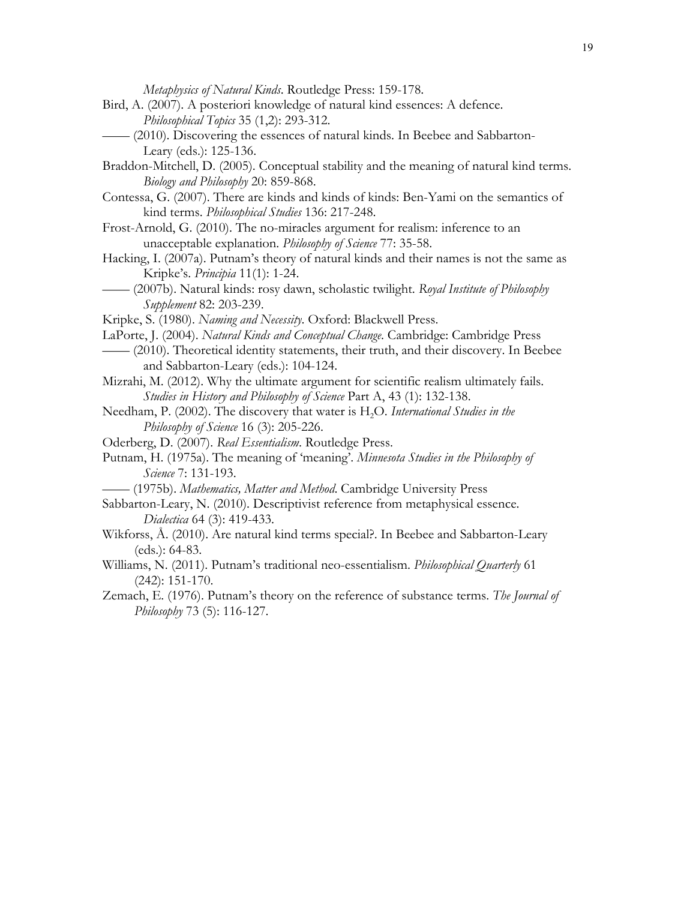*Metaphysics of Natural Kinds*. Routledge Press: 159-178.

Bird, A. (2007). A posteriori knowledge of natural kind essences: A defence. *Philosophical Topics* 35 (1,2): 293-312.

—— (2010). Discovering the essences of natural kinds. In Beebee and Sabbarton-Leary (eds.): 125-136.

Braddon-Mitchell, D. (2005). Conceptual stability and the meaning of natural kind terms. *Biology and Philosophy* 20: 859-868.

Contessa, G. (2007). There are kinds and kinds of kinds: Ben-Yami on the semantics of kind terms. *Philosophical Studies* 136: 217-248.

Frost-Arnold, G. (2010). The no-miracles argument for realism: inference to an unacceptable explanation. *Philosophy of Science* 77: 35-58.

Hacking, I. (2007a). Putnam's theory of natural kinds and their names is not the same as Kripke's. *Principia* 11(1): 1-24.

—— (2007b). Natural kinds: rosy dawn, scholastic twilight. *Royal Institute of Philosophy Supplement* 82: 203-239.

Kripke, S. (1980). *Naming and Necessity*. Oxford: Blackwell Press.

LaPorte, J. (2004). *Natural Kinds and Conceptual Change*. Cambridge: Cambridge Press

—— (2010). Theoretical identity statements, their truth, and their discovery. In Beebee and Sabbarton-Leary (eds.): 104-124.

Mizrahi, M. (2012). Why the ultimate argument for scientific realism ultimately fails. *Studies in History and Philosophy of Science* Part A, 43 (1): 132-138.

Needham, P. (2002). The discovery that water is $H_2O$. *International Studies in the Philosophy of Science* 16 (3): 205-226.

Oderberg, D. (2007). *Real Essentialism*. Routledge Press.

Putnam, H. (1975a). The meaning of 'meaning'. *Minnesota Studies in the Philosophy of Science* 7: 131-193.

—— (1975b). *Mathematics, Matter and Method*. Cambridge University Press

Sabbarton-Leary, N. (2010). Descriptivist reference from metaphysical essence. *Dialectica* 64 (3): 419-433.

Wikforss, Å. (2010). Are natural kind terms special?. In Beebee and Sabbarton-Leary (eds.): 64-83.

Williams, N. (2011). Putnam's traditional neo-essentialism. *Philosophical Quarterly* 61 (242): 151-170.

Zemach, E. (1976). Putnam's theory on the reference of substance terms. *The Journal of Philosophy* 73 (5): 116-127.